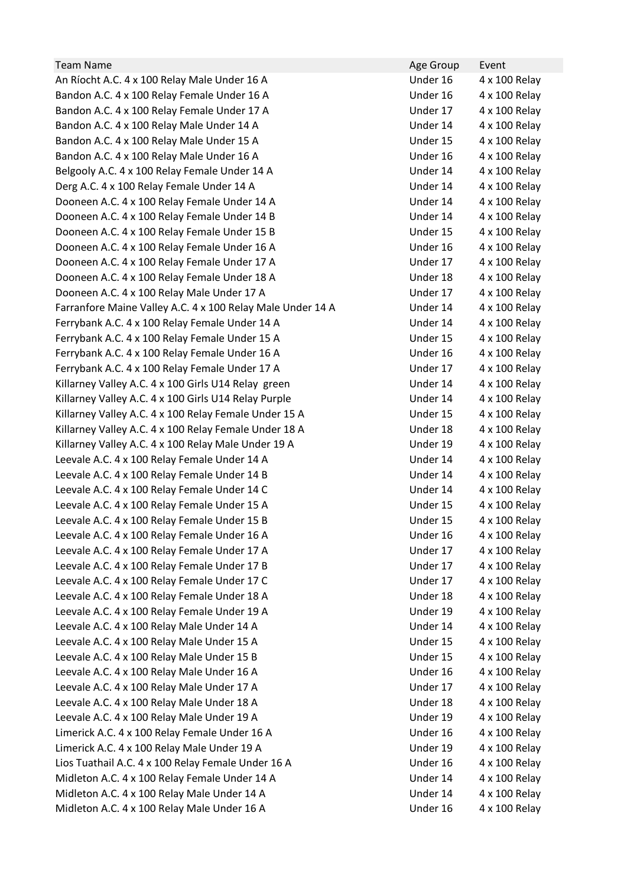| Team Name | Age Group | Event |
|---|---|---|
| An Ríocht A.C. 4 x 100 Relay Male Under 16 A | Under 16 | 4 x 100 Relay |
| Bandon A.C. 4 x 100 Relay Female Under 16 A | Under 16 | 4 x 100 Relay |
| Bandon A.C. 4 x 100 Relay Female Under 17 A | Under 17 | 4 x 100 Relay |
| Bandon A.C. 4 x 100 Relay Male Under 14 A | Under 14 | 4 x 100 Relay |
| Bandon A.C. 4 x 100 Relay Male Under 15 A | Under 15 | 4 x 100 Relay |
| Bandon A.C. 4 x 100 Relay Male Under 16 A | Under 16 | 4 x 100 Relay |
| Belgooly A.C. 4 x 100 Relay Female Under 14 A | Under 14 | 4 x 100 Relay |
| Derg A.C. 4 x 100 Relay Female Under 14 A | Under 14 | 4 x 100 Relay |
| Dooneen A.C. 4 x 100 Relay Female Under 14 A | Under 14 | 4 x 100 Relay |
| Dooneen A.C. 4 x 100 Relay Female Under 14 B | Under 14 | 4 x 100 Relay |
| Dooneen A.C. 4 x 100 Relay Female Under 15 B | Under 15 | 4 x 100 Relay |
| Dooneen A.C. 4 x 100 Relay Female Under 16 A | Under 16 | 4 x 100 Relay |
| Dooneen A.C. 4 x 100 Relay Female Under 17 A | Under 17 | 4 x 100 Relay |
| Dooneen A.C. 4 x 100 Relay Female Under 18 A | Under 18 | 4 x 100 Relay |
| Dooneen A.C. 4 x 100 Relay Male Under 17 A | Under 17 | 4 x 100 Relay |
| Farranfore Maine Valley A.C. 4 x 100 Relay Male Under 14 A | Under 14 | 4 x 100 Relay |
| Ferrybank A.C. 4 x 100 Relay Female Under 14 A | Under 14 | 4 x 100 Relay |
| Ferrybank A.C. 4 x 100 Relay Female Under 15 A | Under 15 | 4 x 100 Relay |
| Ferrybank A.C. 4 x 100 Relay Female Under 16 A | Under 16 | 4 x 100 Relay |
| Ferrybank A.C. 4 x 100 Relay Female Under 17 A | Under 17 | 4 x 100 Relay |
| Killarney Valley A.C. 4 x 100 Girls U14 Relay green | Under 14 | 4 x 100 Relay |
| Killarney Valley A.C. 4 x 100 Girls U14 Relay Purple | Under 14 | 4 x 100 Relay |
| Killarney Valley A.C. 4 x 100 Relay Female Under 15 A | Under 15 | 4 x 100 Relay |
| Killarney Valley A.C. 4 x 100 Relay Female Under 18 A | Under 18 | 4 x 100 Relay |
| Killarney Valley A.C. 4 x 100 Relay Male Under 19 A | Under 19 | 4 x 100 Relay |
| Leevale A.C. 4 x 100 Relay Female Under 14 A | Under 14 | 4 x 100 Relay |
| Leevale A.C. 4 x 100 Relay Female Under 14 B | Under 14 | 4 x 100 Relay |
| Leevale A.C. 4 x 100 Relay Female Under 14 C | Under 14 | 4 x 100 Relay |
| Leevale A.C. 4 x 100 Relay Female Under 15 A | Under 15 | 4 x 100 Relay |
| Leevale A.C. 4 x 100 Relay Female Under 15 B | Under 15 | 4 x 100 Relay |
| Leevale A.C. 4 x 100 Relay Female Under 16 A | Under 16 | 4 x 100 Relay |
| Leevale A.C. 4 x 100 Relay Female Under 17 A | Under 17 | 4 x 100 Relay |
| Leevale A.C. 4 x 100 Relay Female Under 17 B | Under 17 | 4 x 100 Relay |
| Leevale A.C. 4 x 100 Relay Female Under 17 C | Under 17 | 4 x 100 Relay |
| Leevale A.C. 4 x 100 Relay Female Under 18 A | Under 18 | 4 x 100 Relay |
| Leevale A.C. 4 x 100 Relay Female Under 19 A | Under 19 | 4 x 100 Relay |
| Leevale A.C. 4 x 100 Relay Male Under 14 A | Under 14 | 4 x 100 Relay |
| Leevale A.C. 4 x 100 Relay Male Under 15 A | Under 15 | 4 x 100 Relay |
| Leevale A.C. 4 x 100 Relay Male Under 15 B | Under 15 | 4 x 100 Relay |
| Leevale A.C. 4 x 100 Relay Male Under 16 A | Under 16 | 4 x 100 Relay |
| Leevale A.C. 4 x 100 Relay Male Under 17 A | Under 17 | 4 x 100 Relay |
| Leevale A.C. 4 x 100 Relay Male Under 18 A | Under 18 | 4 x 100 Relay |
| Leevale A.C. 4 x 100 Relay Male Under 19 A | Under 19 | 4 x 100 Relay |
| Limerick A.C. 4 x 100 Relay Female Under 16 A | Under 16 | 4 x 100 Relay |
| Limerick A.C. 4 x 100 Relay Male Under 19 A | Under 19 | 4 x 100 Relay |
| Lios Tuathail A.C. 4 x 100 Relay Female Under 16 A | Under 16 | 4 x 100 Relay |
| Midleton A.C. 4 x 100 Relay Female Under 14 A | Under 14 | 4 x 100 Relay |
| Midleton A.C. 4 x 100 Relay Male Under 14 A | Under 14 | 4 x 100 Relay |
| Midleton A.C. 4 x 100 Relay Male Under 16 A | Under 16 | 4 x 100 Relay |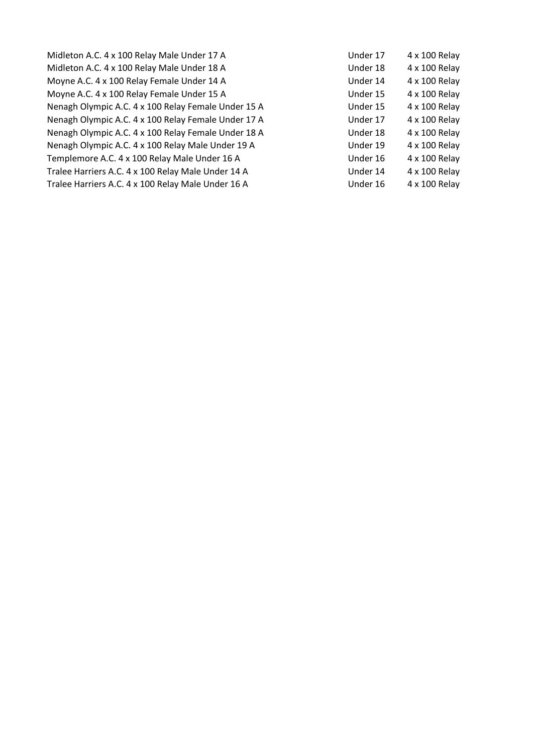| | | |
|---|---|---|
| Midleton A.C. 4 x 100 Relay Male Under 17 A | Under 17 | 4 x 100 Relay |
| Midleton A.C. 4 x 100 Relay Male Under 18 A | Under 18 | 4 x 100 Relay |
| Moyne A.C. 4 x 100 Relay Female Under 14 A | Under 14 | 4 x 100 Relay |
| Moyne A.C. 4 x 100 Relay Female Under 15 A | Under 15 | 4 x 100 Relay |
| Nenagh Olympic A.C. 4 x 100 Relay Female Under 15 A | Under 15 | 4 x 100 Relay |
| Nenagh Olympic A.C. 4 x 100 Relay Female Under 17 A | Under 17 | 4 x 100 Relay |
| Nenagh Olympic A.C. 4 x 100 Relay Female Under 18 A | Under 18 | 4 x 100 Relay |
| Nenagh Olympic A.C. 4 x 100 Relay Male Under 19 A | Under 19 | 4 x 100 Relay |
| Templemore A.C. 4 x 100 Relay Male Under 16 A | Under 16 | 4 x 100 Relay |
| Tralee Harriers A.C. 4 x 100 Relay Male Under 14 A | Under 14 | 4 x 100 Relay |
| Tralee Harriers A.C. 4 x 100 Relay Male Under 16 A | Under 16 | 4 x 100 Relay |